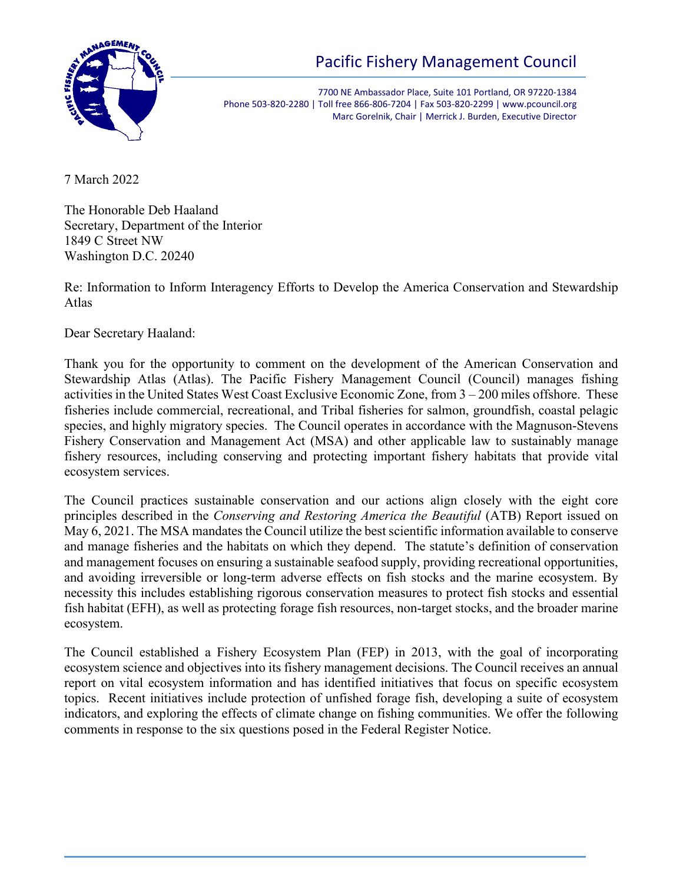# Pacific Fishery Management Council

7700 NE Ambassador Place, Suite 101 Portland, OR 97220-1384
Phone 503-820-2280 | Toll free 866-806-7204 | Fax 503-820-2299 | www.pcouncil.org
Marc Gorelnik, Chair | Merrick J. Burden, Executive Director

7 March 2022

The Honorable Deb Haaland
Secretary, Department of the Interior
1849 C Street NW
Washington D.C. 20240

Re: Information to Inform Interagency Efforts to Develop the America Conservation and Stewardship Atlas

Dear Secretary Haaland:

Thank you for the opportunity to comment on the development of the American Conservation and Stewardship Atlas (Atlas). The Pacific Fishery Management Council (Council) manages fishing activities in the United States West Coast Exclusive Economic Zone, from 3 – 200 miles offshore. These fisheries include commercial, recreational, and Tribal fisheries for salmon, groundfish, coastal pelagic species, and highly migratory species. The Council operates in accordance with the Magnuson-Stevens Fishery Conservation and Management Act (MSA) and other applicable law to sustainably manage fishery resources, including conserving and protecting important fishery habitats that provide vital ecosystem services.

The Council practices sustainable conservation and our actions align closely with the eight core principles described in the *Conserving and Restoring America the Beautiful* (ATB) Report issued on May 6, 2021. The MSA mandates the Council utilize the best scientific information available to conserve and manage fisheries and the habitats on which they depend. The statute's definition of conservation and management focuses on ensuring a sustainable seafood supply, providing recreational opportunities, and avoiding irreversible or long-term adverse effects on fish stocks and the marine ecosystem. By necessity this includes establishing rigorous conservation measures to protect fish stocks and essential fish habitat (EFH), as well as protecting forage fish resources, non-target stocks, and the broader marine ecosystem.

The Council established a Fishery Ecosystem Plan (FEP) in 2013, with the goal of incorporating ecosystem science and objectives into its fishery management decisions. The Council receives an annual report on vital ecosystem information and has identified initiatives that focus on specific ecosystem topics. Recent initiatives include protection of unfished forage fish, developing a suite of ecosystem indicators, and exploring the effects of climate change on fishing communities. We offer the following comments in response to the six questions posed in the Federal Register Notice.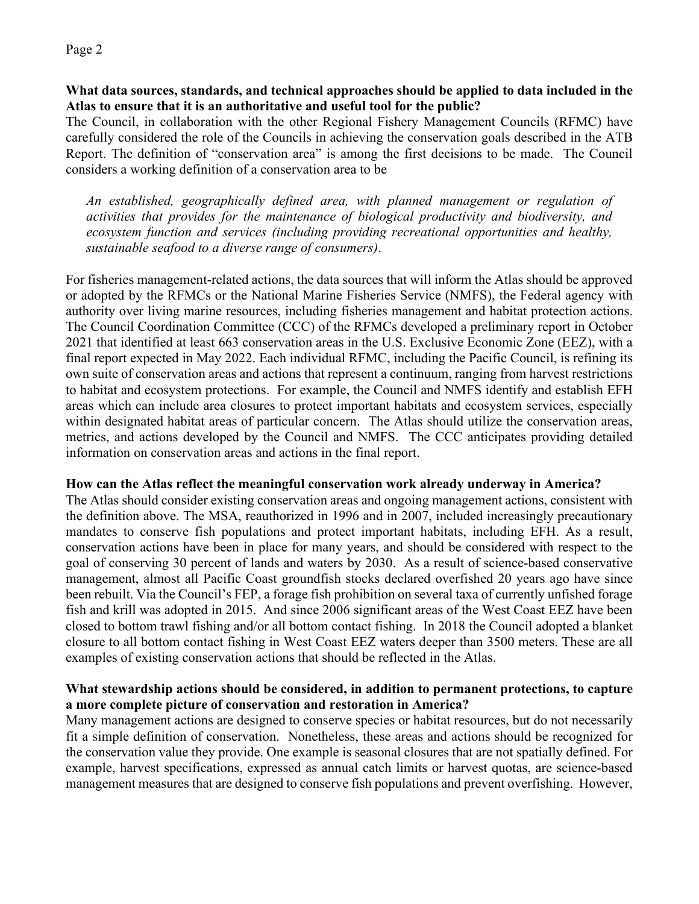**What data sources, standards, and technical approaches should be applied to data included in the Atlas to ensure that it is an authoritative and useful tool for the public?**

The Council, in collaboration with the other Regional Fishery Management Councils (RFMC) have carefully considered the role of the Councils in achieving the conservation goals described in the ATB Report. The definition of "conservation area" is among the first decisions to be made. The Council considers a working definition of a conservation area to be

> *An established, geographically defined area, with planned management or regulation of activities that provides for the maintenance of biological productivity and biodiversity, and ecosystem function and services (including providing recreational opportunities and healthy, sustainable seafood to a diverse range of consumers).*

For fisheries management-related actions, the data sources that will inform the Atlas should be approved or adopted by the RFMCs or the National Marine Fisheries Service (NMFS), the Federal agency with authority over living marine resources, including fisheries management and habitat protection actions. The Council Coordination Committee (CCC) of the RFMCs developed a preliminary report in October 2021 that identified at least 663 conservation areas in the U.S. Exclusive Economic Zone (EEZ), with a final report expected in May 2022. Each individual RFMC, including the Pacific Council, is refining its own suite of conservation areas and actions that represent a continuum, ranging from harvest restrictions to habitat and ecosystem protections. For example, the Council and NMFS identify and establish EFH areas which can include area closures to protect important habitats and ecosystem services, especially within designated habitat areas of particular concern. The Atlas should utilize the conservation areas, metrics, and actions developed by the Council and NMFS. The CCC anticipates providing detailed information on conservation areas and actions in the final report.

**How can the Atlas reflect the meaningful conservation work already underway in America?**

The Atlas should consider existing conservation areas and ongoing management actions, consistent with the definition above. The MSA, reauthorized in 1996 and in 2007, included increasingly precautionary mandates to conserve fish populations and protect important habitats, including EFH. As a result, conservation actions have been in place for many years, and should be considered with respect to the goal of conserving 30 percent of lands and waters by 2030. As a result of science-based conservative management, almost all Pacific Coast groundfish stocks declared overfished 20 years ago have since been rebuilt. Via the Council's FEP, a forage fish prohibition on several taxa of currently unfished forage fish and krill was adopted in 2015. And since 2006 significant areas of the West Coast EEZ have been closed to bottom trawl fishing and/or all bottom contact fishing. In 2018 the Council adopted a blanket closure to all bottom contact fishing in West Coast EEZ waters deeper than 3500 meters. These are all examples of existing conservation actions that should be reflected in the Atlas.

**What stewardship actions should be considered, in addition to permanent protections, to capture a more complete picture of conservation and restoration in America?**

Many management actions are designed to conserve species or habitat resources, but do not necessarily fit a simple definition of conservation. Nonetheless, these areas and actions should be recognized for the conservation value they provide. One example is seasonal closures that are not spatially defined. For example, harvest specifications, expressed as annual catch limits or harvest quotas, are science-based management measures that are designed to conserve fish populations and prevent overfishing. However,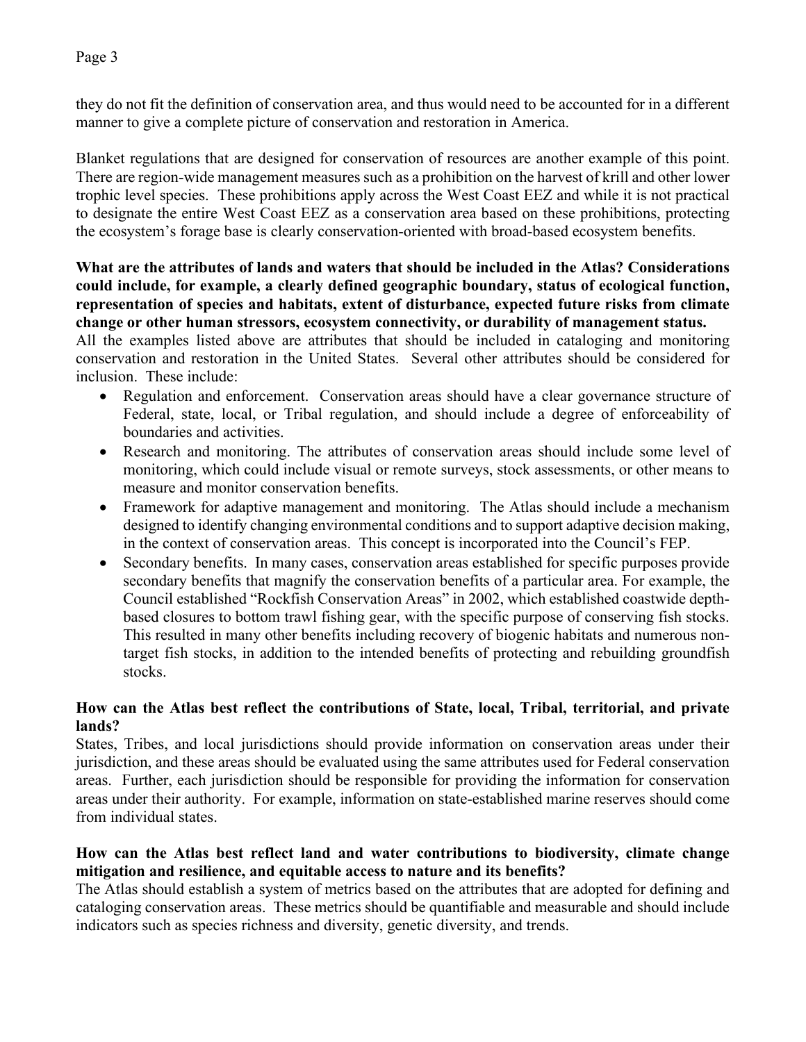they do not fit the definition of conservation area, and thus would need to be accounted for in a different manner to give a complete picture of conservation and restoration in America.

Blanket regulations that are designed for conservation of resources are another example of this point. There are region-wide management measures such as a prohibition on the harvest of krill and other lower trophic level species. These prohibitions apply across the West Coast EEZ and while it is not practical to designate the entire West Coast EEZ as a conservation area based on these prohibitions, protecting the ecosystem's forage base is clearly conservation-oriented with broad-based ecosystem benefits.

**What are the attributes of lands and waters that should be included in the Atlas? Considerations could include, for example, a clearly defined geographic boundary, status of ecological function, representation of species and habitats, extent of disturbance, expected future risks from climate change or other human stressors, ecosystem connectivity, or durability of management status.**

All the examples listed above are attributes that should be included in cataloging and monitoring conservation and restoration in the United States. Several other attributes should be considered for inclusion. These include:

- Regulation and enforcement. Conservation areas should have a clear governance structure of Federal, state, local, or Tribal regulation, and should include a degree of enforceability of boundaries and activities.
- Research and monitoring. The attributes of conservation areas should include some level of monitoring, which could include visual or remote surveys, stock assessments, or other means to measure and monitor conservation benefits.
- Framework for adaptive management and monitoring. The Atlas should include a mechanism designed to identify changing environmental conditions and to support adaptive decision making, in the context of conservation areas. This concept is incorporated into the Council's FEP.
- Secondary benefits. In many cases, conservation areas established for specific purposes provide secondary benefits that magnify the conservation benefits of a particular area. For example, the Council established "Rockfish Conservation Areas" in 2002, which established coastwide depth-based closures to bottom trawl fishing gear, with the specific purpose of conserving fish stocks. This resulted in many other benefits including recovery of biogenic habitats and numerous non-target fish stocks, in addition to the intended benefits of protecting and rebuilding groundfish stocks.

**How can the Atlas best reflect the contributions of State, local, Tribal, territorial, and private lands?**

States, Tribes, and local jurisdictions should provide information on conservation areas under their jurisdiction, and these areas should be evaluated using the same attributes used for Federal conservation areas. Further, each jurisdiction should be responsible for providing the information for conservation areas under their authority. For example, information on state-established marine reserves should come from individual states.

**How can the Atlas best reflect land and water contributions to biodiversity, climate change mitigation and resilience, and equitable access to nature and its benefits?**

The Atlas should establish a system of metrics based on the attributes that are adopted for defining and cataloging conservation areas. These metrics should be quantifiable and measurable and should include indicators such as species richness and diversity, genetic diversity, and trends.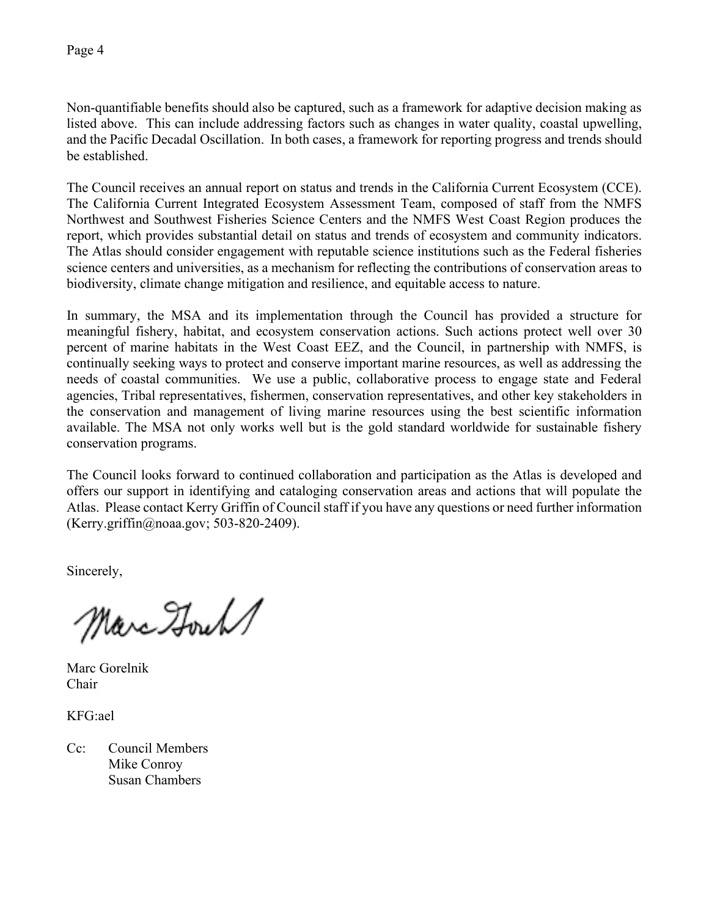Non-quantifiable benefits should also be captured, such as a framework for adaptive decision making as listed above. This can include addressing factors such as changes in water quality, coastal upwelling, and the Pacific Decadal Oscillation. In both cases, a framework for reporting progress and trends should be established.

The Council receives an annual report on status and trends in the California Current Ecosystem (CCE). The California Current Integrated Ecosystem Assessment Team, composed of staff from the NMFS Northwest and Southwest Fisheries Science Centers and the NMFS West Coast Region produces the report, which provides substantial detail on status and trends of ecosystem and community indicators. The Atlas should consider engagement with reputable science institutions such as the Federal fisheries science centers and universities, as a mechanism for reflecting the contributions of conservation areas to biodiversity, climate change mitigation and resilience, and equitable access to nature.

In summary, the MSA and its implementation through the Council has provided a structure for meaningful fishery, habitat, and ecosystem conservation actions. Such actions protect well over 30 percent of marine habitats in the West Coast EEZ, and the Council, in partnership with NMFS, is continually seeking ways to protect and conserve important marine resources, as well as addressing the needs of coastal communities. We use a public, collaborative process to engage state and Federal agencies, Tribal representatives, fishermen, conservation representatives, and other key stakeholders in the conservation and management of living marine resources using the best scientific information available. The MSA not only works well but is the gold standard worldwide for sustainable fishery conservation programs.

The Council looks forward to continued collaboration and participation as the Atlas is developed and offers our support in identifying and cataloging conservation areas and actions that will populate the Atlas. Please contact Kerry Griffin of Council staff if you have any questions or need further information (Kerry.griffin@noaa.gov; 503-820-2409).

Sincerely,

Marc Gorelnik
Chair

KFG:ael

Cc: Council Members
Mike Conroy
Susan Chambers